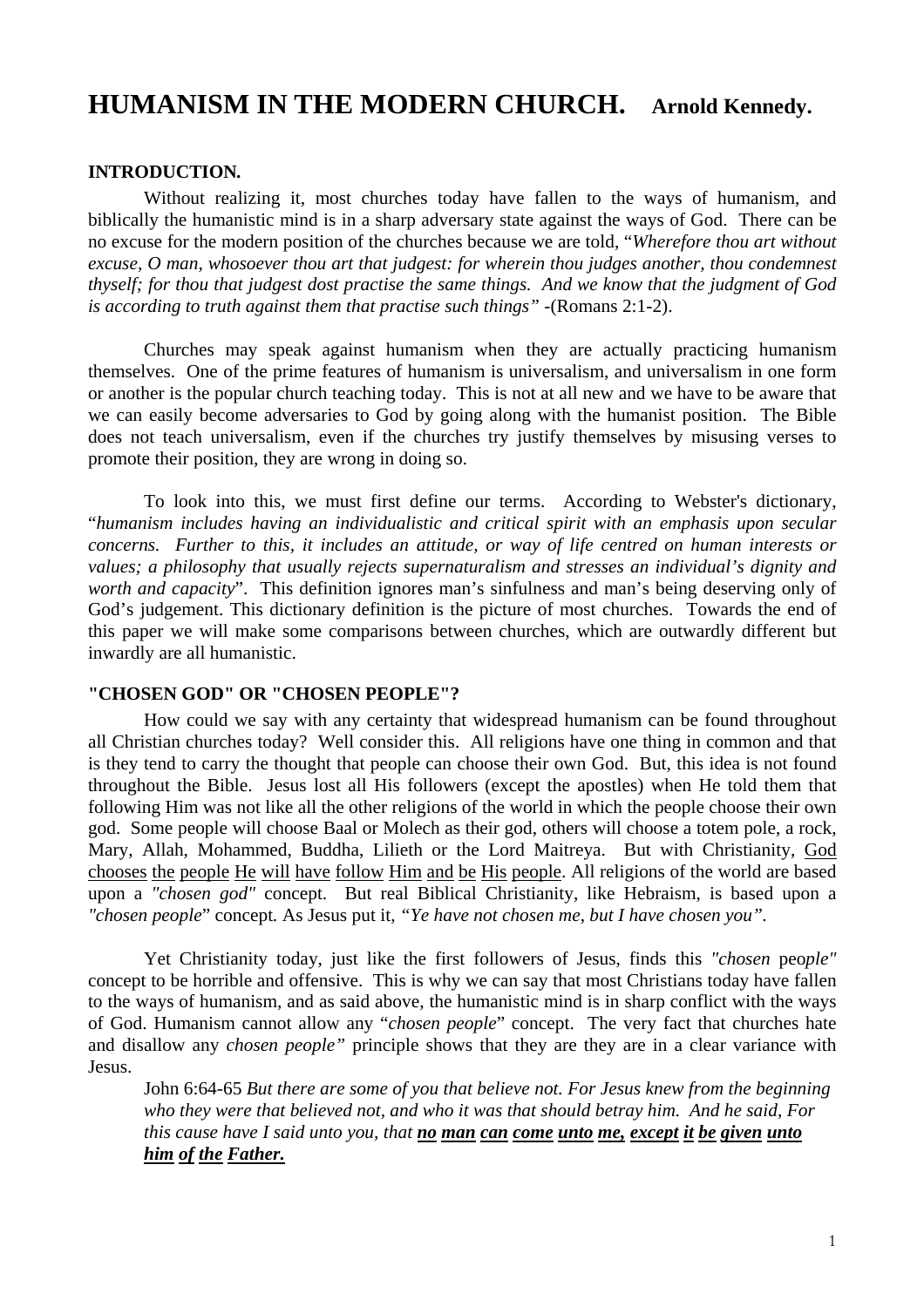# HUMANISM IN THE MODERN CHURCH. **Arnold Kennedy.**

**INTRODUCTION.**

Without realizing it, most churches today have fallen to the ways of humanism, and biblically the humanistic mind is in a sharp adversary state against the ways of God. There can be no excuse for the modern position of the churches because we are told, "*Wherefore thou art without excuse, O man, whosoever thou art that judgest: for wherein thou judges another, thou condemnest thyself; for thou that judgest dost practise the same things. And we know that the judgment of God is according to truth against them that practise such things"* -(Romans 2:1-2).

Churches may speak against humanism when they are actually practicing humanism themselves. One of the prime features of humanism is universalism, and universalism in one form or another is the popular church teaching today. This is not at all new and we have to be aware that we can easily become adversaries to God by going along with the humanist position. The Bible does not teach universalism, even if the churches try justify themselves by misusing verses to promote their position, they are wrong in doing so.

To look into this, we must first define our terms. According to Webster's dictionary, "*humanism includes having an individualistic and critical spirit with an emphasis upon secular concerns. Further to this, it includes an attitude, or way of life centred on human interests or values; a philosophy that usually rejects supernaturalism and stresses an individual's dignity and worth and capacity*". This definition ignores man's sinfulness and man's being deserving only of God's judgement. This dictionary definition is the picture of most churches. Towards the end of this paper we will make some comparisons between churches, which are outwardly different but inwardly are all humanistic.

**"CHOSEN GOD" OR "CHOSEN PEOPLE"?**

How could we say with any certainty that widespread humanism can be found throughout all Christian churches today? Well consider this. All religions have one thing in common and that is they tend to carry the thought that people can choose their own God. But, this idea is not found throughout the Bible. Jesus lost all His followers (except the apostles) when He told them that following Him was not like all the other religions of the world in which the people choose their own god. Some people will choose Baal or Molech as their god, others will choose a totem pole, a rock, Mary, Allah, Mohammed, Buddha, Lilieth or the Lord Maitreya. But with Christianity, <u>God chooses the people He will have follow Him and be His people</u>. All religions of the world are based upon a *"chosen god"* concept. But real Biblical Christianity, like Hebraism, is based upon a *"chosen people*" concept. As Jesus put it, *"Ye have not chosen me, but I have chosen you"*.

Yet Christianity today, just like the first followers of Jesus, finds this *"chosen people"* concept to be horrible and offensive. This is why we can say that most Christians today have fallen to the ways of humanism, and as said above, the humanistic mind is in sharp conflict with the ways of God. Humanism cannot allow any "*chosen people*" concept. The very fact that churches hate and disallow any *chosen people"* principle shows that they are they are in a clear variance with Jesus.

> John 6:64-65 *But there are some of you that believe not. For Jesus knew from the beginning who they were that believed not, and who it was that should betray him. And he said, For this cause have I said unto you, that* ***<u>no man can come unto me, except it be given unto him of the Father.</u>***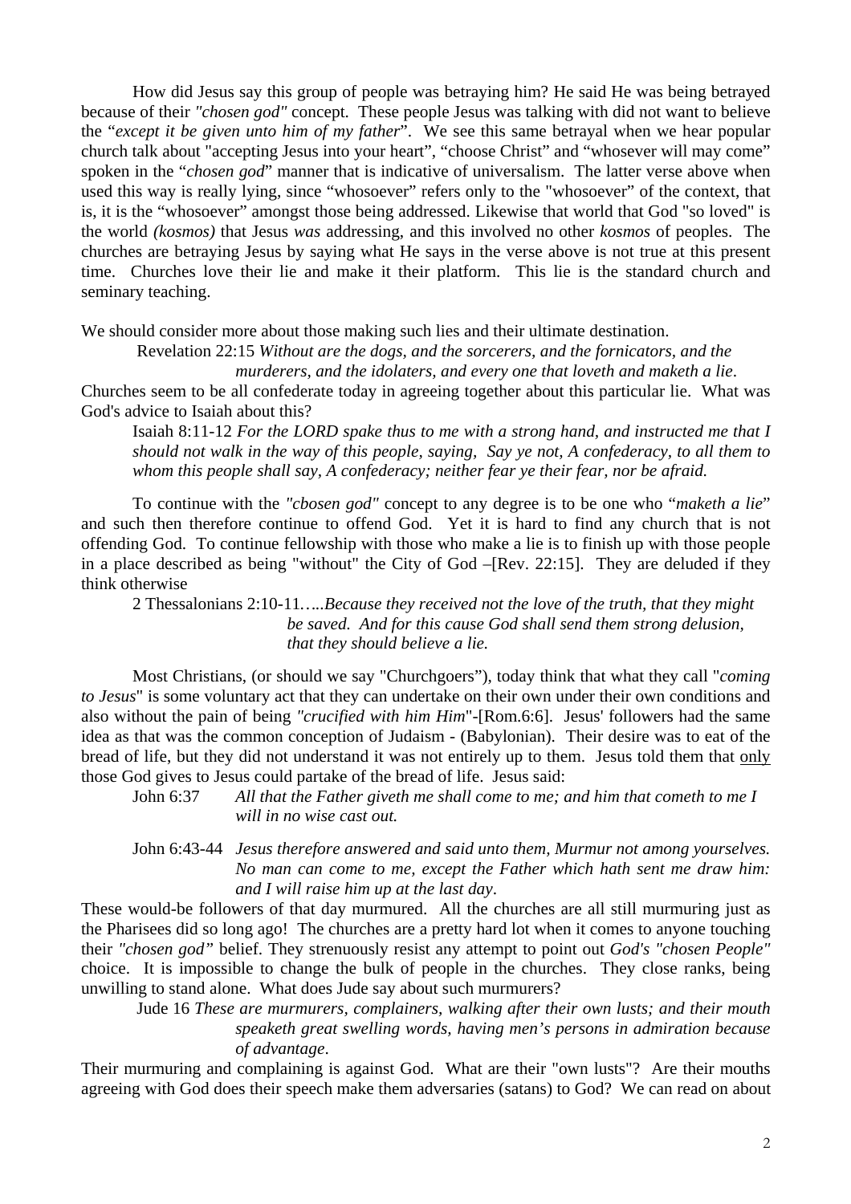How did Jesus say this group of people was betraying him? He said He was being betrayed because of their *"chosen god"* concept. These people Jesus was talking with did not want to believe the "*except it be given unto him of my father*". We see this same betrayal when we hear popular church talk about "accepting Jesus into your heart", "choose Christ" and "whosever will may come" spoken in the "*chosen god*" manner that is indicative of universalism. The latter verse above when used this way is really lying, since "whosoever" refers only to the "whosoever" of the context, that is, it is the "whosoever" amongst those being addressed. Likewise that world that God "so loved" is the world *(kosmos)* that Jesus *was* addressing, and this involved no other *kosmos* of peoples. The churches are betraying Jesus by saying what He says in the verse above is not true at this present time. Churches love their lie and make it their platform. This lie is the standard church and seminary teaching.

We should consider more about those making such lies and their ultimate destination.

> Revelation 22:15 *Without are the dogs, and the sorcerers, and the fornicators, and the murderers, and the idolaters, and every one that loveth and maketh a lie.*

Churches seem to be all confederate today in agreeing together about this particular lie. What was God's advice to Isaiah about this?

> Isaiah 8:11-12 *For the LORD spake thus to me with a strong hand, and instructed me that I should not walk in the way of this people, saying, Say ye not, A confederacy, to all them to whom this people shall say, A confederacy; neither fear ye their fear, nor be afraid.*

To continue with the *"cbosen god"* concept to any degree is to be one who "*maketh a lie*" and such then therefore continue to offend God. Yet it is hard to find any church that is not offending God. To continue fellowship with those who make a lie is to finish up with those people in a place described as being "without" the City of God –[Rev. 22:15]. They are deluded if they think otherwise

> 2 Thessalonians 2:10-11…*..Because they received not the love of the truth, that they might be saved. And for this cause God shall send them strong delusion, that they should believe a lie.*

Most Christians, (or should we say "Churchgoers"), today think that what they call "*coming to Jesus*" is some voluntary act that they can undertake on their own under their own conditions and also without the pain of being *"crucified with him Him*"-[Rom.6:6]. Jesus' followers had the same idea as that was the common conception of Judaism - (Babylonian). Their desire was to eat of the bread of life, but they did not understand it was not entirely up to them. Jesus told them that <u>only</u> those God gives to Jesus could partake of the bread of life. Jesus said:

> John 6:37 *All that the Father giveth me shall come to me; and him that cometh to me I will in no wise cast out.*

> John 6:43-44 *Jesus therefore answered and said unto them, Murmur not among yourselves. No man can come to me, except the Father which hath sent me draw him: and I will raise him up at the last day.*

These would-be followers of that day murmured. All the churches are all still murmuring just as the Pharisees did so long ago! The churches are a pretty hard lot when it comes to anyone touching their *"chosen god"* belief. They strenuously resist any attempt to point out *God's "chosen People"* choice. It is impossible to change the bulk of people in the churches. They close ranks, being unwilling to stand alone. What does Jude say about such murmurers?

> Jude 16 *These are murmurers, complainers, walking after their own lusts; and their mouth speaketh great swelling words, having men's persons in admiration because of advantage.*

Their murmuring and complaining is against God. What are their "own lusts"? Are their mouths agreeing with God does their speech make them adversaries (satans) to God? We can read on about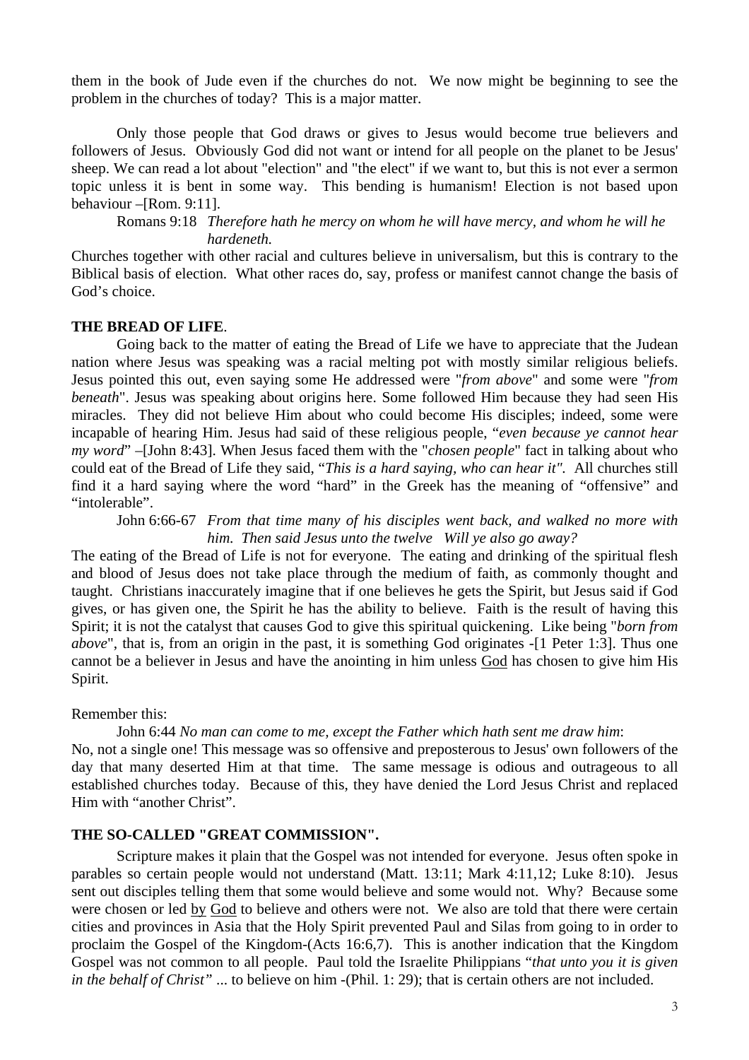them in the book of Jude even if the churches do not. We now might be beginning to see the problem in the churches of today? This is a major matter.

Only those people that God draws or gives to Jesus would become true believers and followers of Jesus. Obviously God did not want or intend for all people on the planet to be Jesus' sheep. We can read a lot about "election" and "the elect" if we want to, but this is not ever a sermon topic unless it is bent in some way. This bending is humanism! Election is not based upon behaviour –[Rom. 9:11].

> Romans 9:18 *Therefore hath he mercy on whom he will have mercy, and whom he will he hardeneth.*

Churches together with other racial and cultures believe in universalism, but this is contrary to the Biblical basis of election. What other races do, say, profess or manifest cannot change the basis of God's choice.

**THE BREAD OF LIFE**.

Going back to the matter of eating the Bread of Life we have to appreciate that the Judean nation where Jesus was speaking was a racial melting pot with mostly similar religious beliefs. Jesus pointed this out, even saying some He addressed were "*from above*" and some were "*from beneath*". Jesus was speaking about origins here. Some followed Him because they had seen His miracles. They did not believe Him about who could become His disciples; indeed, some were incapable of hearing Him. Jesus had said of these religious people, "*even because ye cannot hear my word*" –[John 8:43]. When Jesus faced them with the "*chosen people*" fact in talking about who could eat of the Bread of Life they said, "*This is a hard saying, who can hear it".* All churches still find it a hard saying where the word "hard" in the Greek has the meaning of "offensive" and "intolerable".

> John 6:66-67 *From that time many of his disciples went back, and walked no more with him. Then said Jesus unto the twelve Will ye also go away?*

The eating of the Bread of Life is not for everyone. The eating and drinking of the spiritual flesh and blood of Jesus does not take place through the medium of faith, as commonly thought and taught. Christians inaccurately imagine that if one believes he gets the Spirit, but Jesus said if God gives, or has given one, the Spirit he has the ability to believe. Faith is the result of having this Spirit; it is not the catalyst that causes God to give this spiritual quickening. Like being "*born from above*", that is, from an origin in the past, it is something God originates -[1 Peter 1:3]. Thus one cannot be a believer in Jesus and have the anointing in him unless <u>God</u> has chosen to give him His Spirit.

Remember this:

> John 6:44 *No man can come to me, except the Father which hath sent me draw him*:

No, not a single one! This message was so offensive and preposterous to Jesus' own followers of the day that many deserted Him at that time. The same message is odious and outrageous to all established churches today. Because of this, they have denied the Lord Jesus Christ and replaced Him with "another Christ".

**THE SO-CALLED "GREAT COMMISSION".**

Scripture makes it plain that the Gospel was not intended for everyone. Jesus often spoke in parables so certain people would not understand (Matt. 13:11; Mark 4:11,12; Luke 8:10). Jesus sent out disciples telling them that some would believe and some would not. Why? Because some were chosen or led <u>by</u> <u>God</u> to believe and others were not. We also are told that there were certain cities and provinces in Asia that the Holy Spirit prevented Paul and Silas from going to in order to proclaim the Gospel of the Kingdom-(Acts 16:6,7). This is another indication that the Kingdom Gospel was not common to all people. Paul told the Israelite Philippians "*that unto you it is given in the behalf of Christ"* ... to believe on him -(Phil. 1: 29); that is certain others are not included.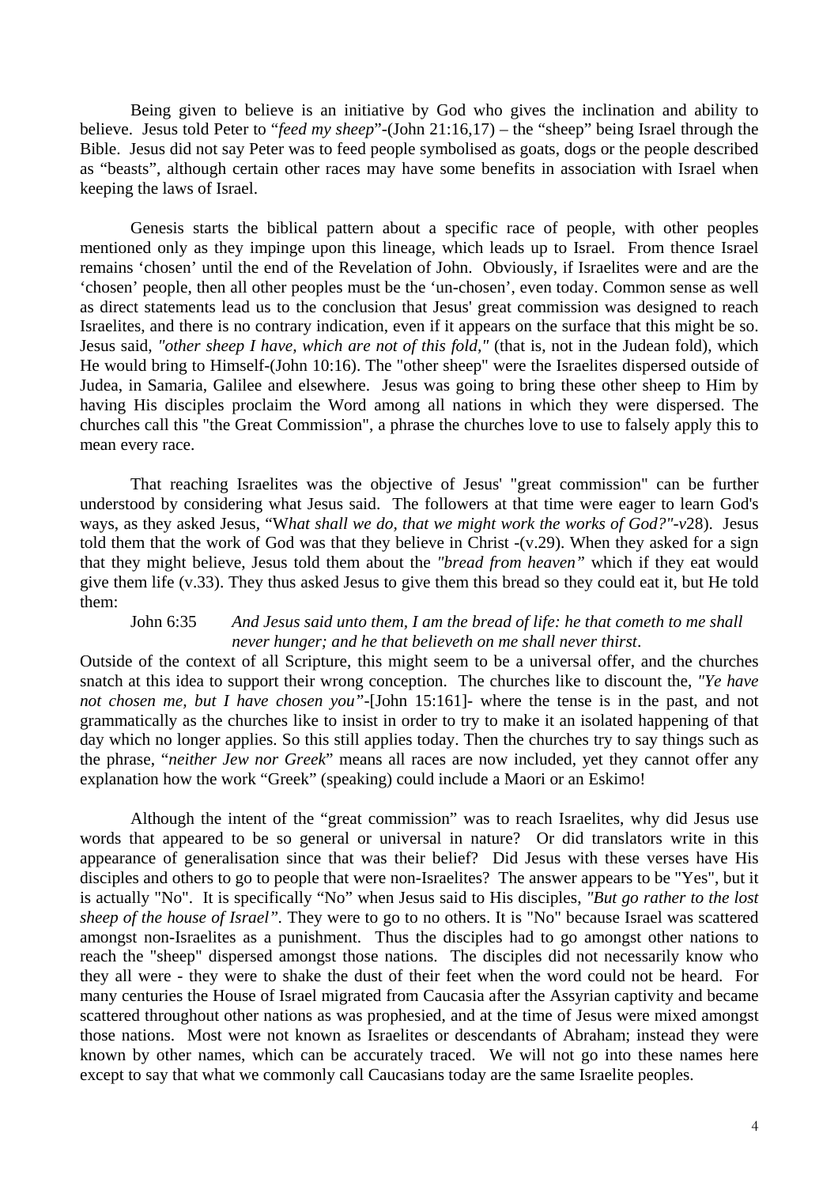Being given to believe is an initiative by God who gives the inclination and ability to believe. Jesus told Peter to "*feed my sheep*"-(John 21:16,17) – the "sheep" being Israel through the Bible. Jesus did not say Peter was to feed people symbolised as goats, dogs or the people described as "beasts", although certain other races may have some benefits in association with Israel when keeping the laws of Israel.

Genesis starts the biblical pattern about a specific race of people, with other peoples mentioned only as they impinge upon this lineage, which leads up to Israel. From thence Israel remains 'chosen' until the end of the Revelation of John. Obviously, if Israelites were and are the 'chosen' people, then all other peoples must be the 'un-chosen', even today. Common sense as well as direct statements lead us to the conclusion that Jesus' great commission was designed to reach Israelites, and there is no contrary indication, even if it appears on the surface that this might be so. Jesus said, *"other sheep I have, which are not of this fold,"* (that is, not in the Judean fold), which He would bring to Himself-(John 10:16). The "other sheep" were the Israelites dispersed outside of Judea, in Samaria, Galilee and elsewhere. Jesus was going to bring these other sheep to Him by having His disciples proclaim the Word among all nations in which they were dispersed. The churches call this "the Great Commission", a phrase the churches love to use to falsely apply this to mean every race.

That reaching Israelites was the objective of Jesus' "great commission" can be further understood by considering what Jesus said. The followers at that time were eager to learn God's ways, as they asked Jesus, "W*hat shall we do, that we might work the works of God?"-v*28). Jesus told them that the work of God was that they believe in Christ -(v.29). When they asked for a sign that they might believe, Jesus told them about the *"bread from heaven"* which if they eat would give them life (v.33). They thus asked Jesus to give them this bread so they could eat it, but He told them:

John 6:35 *And Jesus said unto them, I am the bread of life: he that cometh to me shall never hunger; and he that believeth on me shall never thirst*.

Outside of the context of all Scripture, this might seem to be a universal offer, and the churches snatch at this idea to support their wrong conception. The churches like to discount the, *"Ye have not chosen me, but I have chosen you"*-[John 15:161]- where the tense is in the past, and not grammatically as the churches like to insist in order to try to make it an isolated happening of that day which no longer applies. So this still applies today. Then the churches try to say things such as the phrase, "*neither Jew nor Greek*" means all races are now included, yet they cannot offer any explanation how the work "Greek" (speaking) could include a Maori or an Eskimo!

Although the intent of the "great commission" was to reach Israelites, why did Jesus use words that appeared to be so general or universal in nature? Or did translators write in this appearance of generalisation since that was their belief? Did Jesus with these verses have His disciples and others to go to people that were non-Israelites? The answer appears to be "Yes", but it is actually "No". It is specifically "No" when Jesus said to His disciples, *"But go rather to the lost sheep of the house of Israel"*. They were to go to no others. It is "No" because Israel was scattered amongst non-Israelites as a punishment. Thus the disciples had to go amongst other nations to reach the "sheep" dispersed amongst those nations. The disciples did not necessarily know who they all were - they were to shake the dust of their feet when the word could not be heard. For many centuries the House of Israel migrated from Caucasia after the Assyrian captivity and became scattered throughout other nations as was prophesied, and at the time of Jesus were mixed amongst those nations. Most were not known as Israelites or descendants of Abraham; instead they were known by other names, which can be accurately traced. We will not go into these names here except to say that what we commonly call Caucasians today are the same Israelite peoples.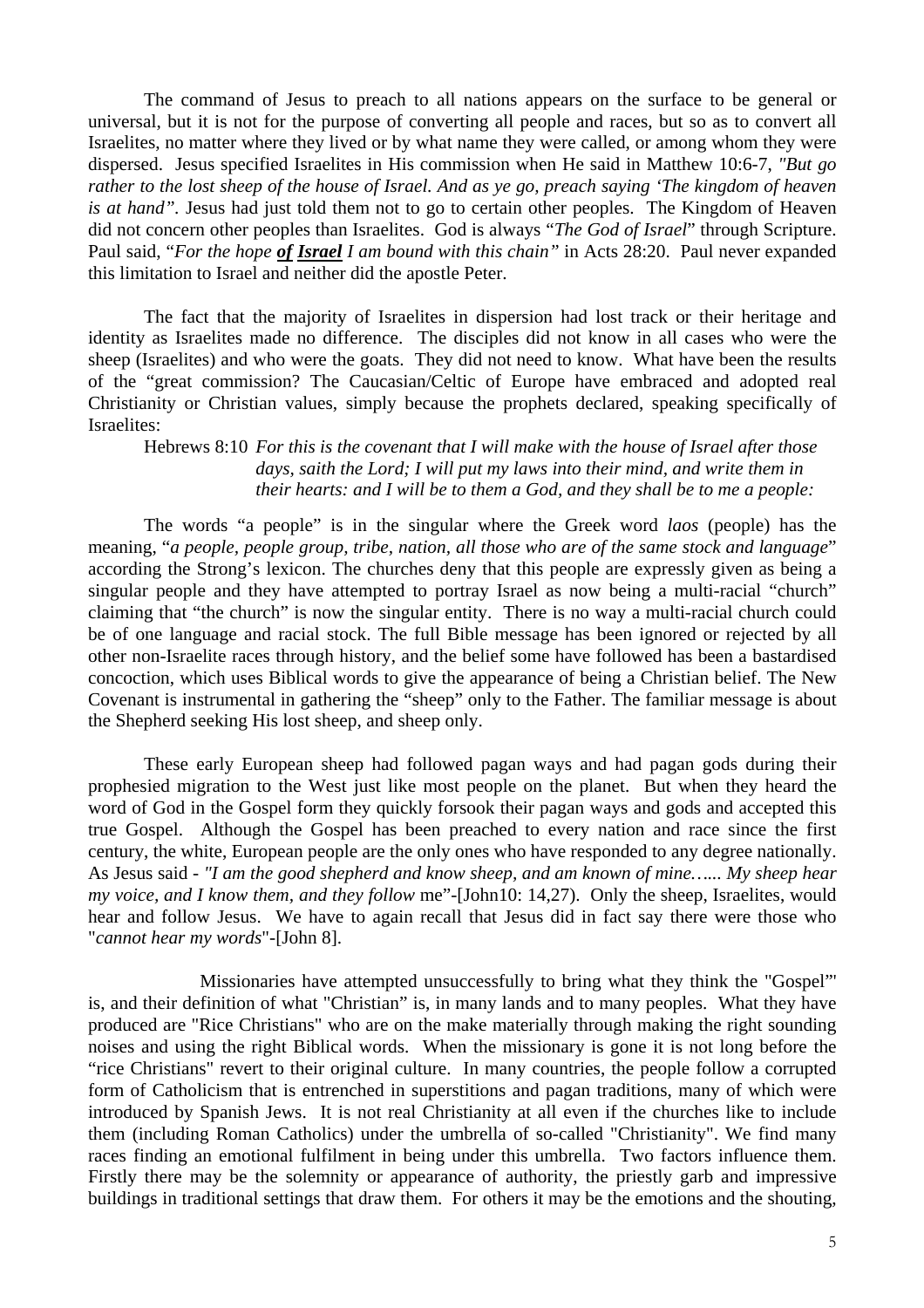The command of Jesus to preach to all nations appears on the surface to be general or universal, but it is not for the purpose of converting all people and races, but so as to convert all Israelites, no matter where they lived or by what name they were called, or among whom they were dispersed. Jesus specified Israelites in His commission when He said in Matthew 10:6-7, *"But go rather to the lost sheep of the house of Israel. And as ye go, preach saying 'The kingdom of heaven is at hand"*. Jesus had just told them not to go to certain other peoples. The Kingdom of Heaven did not concern other peoples than Israelites. God is always "*The God of Israel*" through Scripture. Paul said, "*For the hope* ***of Israel*** *I am bound with this chain"* in Acts 28:20. Paul never expanded this limitation to Israel and neither did the apostle Peter.

The fact that the majority of Israelites in dispersion had lost track or their heritage and identity as Israelites made no difference. The disciples did not know in all cases who were the sheep (Israelites) and who were the goats. They did not need to know. What have been the results of the "great commission? The Caucasian/Celtic of Europe have embraced and adopted real Christianity or Christian values, simply because the prophets declared, speaking specifically of Israelites:

> Hebrews 8:10 *For this is the covenant that I will make with the house of Israel after those days, saith the Lord; I will put my laws into their mind, and write them in their hearts: and I will be to them a God, and they shall be to me a people:*

The words "a people" is in the singular where the Greek word *laos* (people) has the meaning, "*a people, people group, tribe, nation, all those who are of the same stock and language*" according the Strong's lexicon. The churches deny that this people are expressly given as being a singular people and they have attempted to portray Israel as now being a multi-racial "church" claiming that "the church" is now the singular entity. There is no way a multi-racial church could be of one language and racial stock. The full Bible message has been ignored or rejected by all other non-Israelite races through history, and the belief some have followed has been a bastardised concoction, which uses Biblical words to give the appearance of being a Christian belief. The New Covenant is instrumental in gathering the "sheep" only to the Father. The familiar message is about the Shepherd seeking His lost sheep, and sheep only.

These early European sheep had followed pagan ways and had pagan gods during their prophesied migration to the West just like most people on the planet. But when they heard the word of God in the Gospel form they quickly forsook their pagan ways and gods and accepted this true Gospel. Although the Gospel has been preached to every nation and race since the first century, the white, European people are the only ones who have responded to any degree nationally. As Jesus said - *"I am the good shepherd and know sheep, and am known of mine…... My sheep hear my voice, and I know them, and they follow* me"-[John10: 14,27). Only the sheep, Israelites, would hear and follow Jesus. We have to again recall that Jesus did in fact say there were those who "*cannot hear my words*"-[John 8].

Missionaries have attempted unsuccessfully to bring what they think the "Gospel"' is, and their definition of what "Christian" is, in many lands and to many peoples. What they have produced are "Rice Christians" who are on the make materially through making the right sounding noises and using the right Biblical words. When the missionary is gone it is not long before the "rice Christians" revert to their original culture. In many countries, the people follow a corrupted form of Catholicism that is entrenched in superstitions and pagan traditions, many of which were introduced by Spanish Jews. It is not real Christianity at all even if the churches like to include them (including Roman Catholics) under the umbrella of so-called "Christianity". We find many races finding an emotional fulfilment in being under this umbrella. Two factors influence them. Firstly there may be the solemnity or appearance of authority, the priestly garb and impressive buildings in traditional settings that draw them. For others it may be the emotions and the shouting,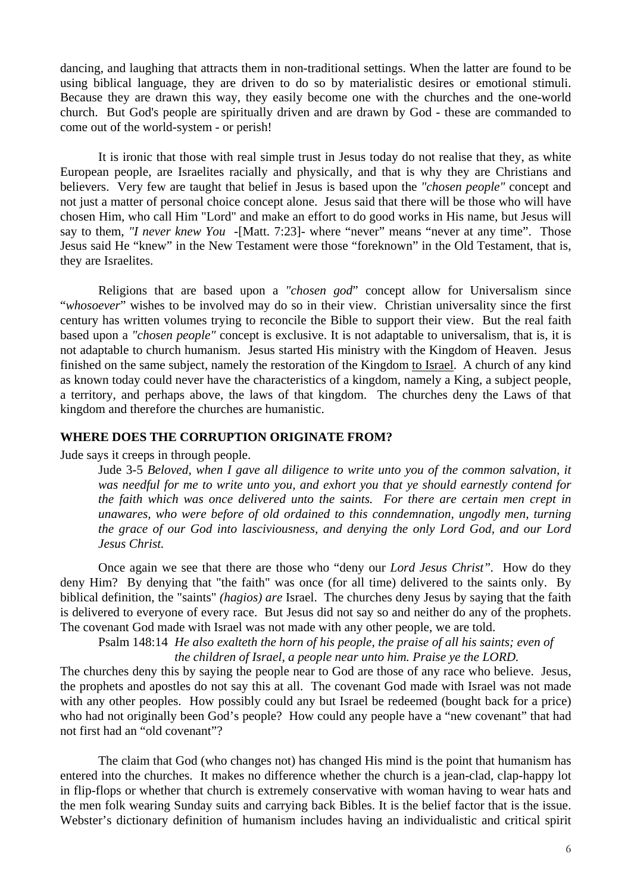dancing, and laughing that attracts them in non-traditional settings. When the latter are found to be using biblical language, they are driven to do so by materialistic desires or emotional stimuli. Because they are drawn this way, they easily become one with the churches and the one-world church. But God's people are spiritually driven and are drawn by God - these are commanded to come out of the world-system - or perish!

It is ironic that those with real simple trust in Jesus today do not realise that they, as white European people, are Israelites racially and physically, and that is why they are Christians and believers. Very few are taught that belief in Jesus is based upon the *"chosen people"* concept and not just a matter of personal choice concept alone. Jesus said that there will be those who will have chosen Him, who call Him "Lord" and make an effort to do good works in His name, but Jesus will say to them, *"I never knew You* -[Matt. 7:23]- where "never" means "never at any time". Those Jesus said He "knew" in the New Testament were those "foreknown" in the Old Testament, that is, they are Israelites.

Religions that are based upon a *"chosen god*" concept allow for Universalism since "*whosoever*" wishes to be involved may do so in their view. Christian universality since the first century has written volumes trying to reconcile the Bible to support their view. But the real faith based upon a *"chosen people"* concept is exclusive. It is not adaptable to universalism, that is, it is not adaptable to church humanism. Jesus started His ministry with the Kingdom of Heaven. Jesus finished on the same subject, namely the restoration of the Kingdom <u>to Israel</u>. A church of any kind as known today could never have the characteristics of a kingdom, namely a King, a subject people, a territory, and perhaps above, the laws of that kingdom. The churches deny the Laws of that kingdom and therefore the churches are humanistic.

**WHERE DOES THE CORRUPTION ORIGINATE FROM?**

Jude says it creeps in through people.

> Jude 3-5 *Beloved, when I gave all diligence to write unto you of the common salvation, it was needful for me to write unto you, and exhort you that ye should earnestly contend for the faith which was once delivered unto the saints. For there are certain men crept in unawares, who were before of old ordained to this conndemnation, ungodly men, turning the grace of our God into lasciviousness, and denying the only Lord God, and our Lord Jesus Christ.*

Once again we see that there are those who "deny our *Lord Jesus Christ"*. How do they deny Him? By denying that "the faith" was once (for all time) delivered to the saints only. By biblical definition, the "saints" *(hagios) are* Israel. The churches deny Jesus by saying that the faith is delivered to everyone of every race. But Jesus did not say so and neither do any of the prophets. The covenant God made with Israel was not made with any other people, we are told.

> Psalm 148:14 *He also exalteth the horn of his people, the praise of all his saints; even of the children of Israel, a people near unto him. Praise ye the LORD.*

The churches deny this by saying the people near to God are those of any race who believe. Jesus, the prophets and apostles do not say this at all. The covenant God made with Israel was not made with any other peoples. How possibly could any but Israel be redeemed (bought back for a price) who had not originally been God's people? How could any people have a "new covenant" that had not first had an "old covenant"?

The claim that God (who changes not) has changed His mind is the point that humanism has entered into the churches. It makes no difference whether the church is a jean-clad, clap-happy lot in flip-flops or whether that church is extremely conservative with woman having to wear hats and the men folk wearing Sunday suits and carrying back Bibles. It is the belief factor that is the issue. Webster's dictionary definition of humanism includes having an individualistic and critical spirit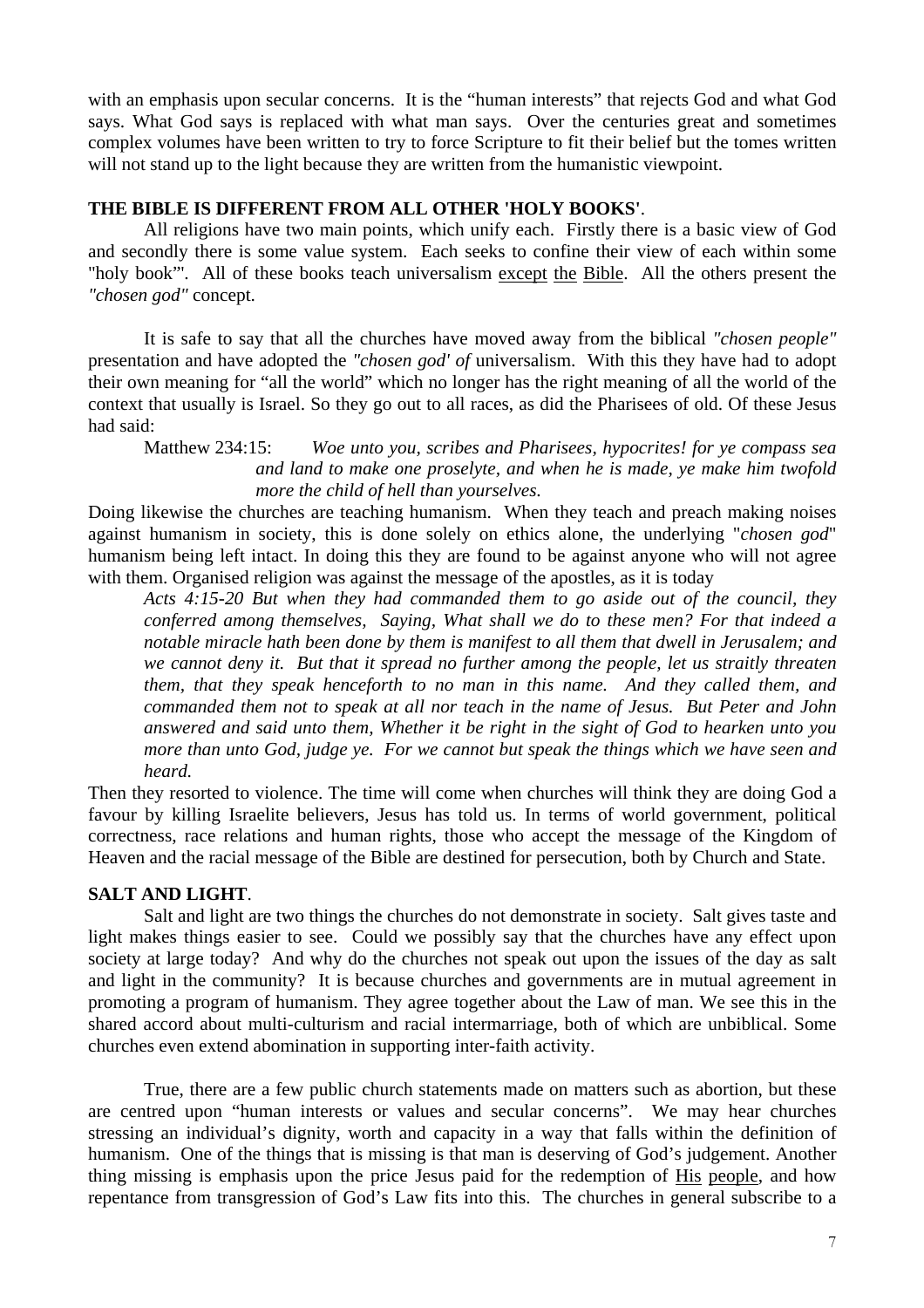with an emphasis upon secular concerns. It is the "human interests" that rejects God and what God says. What God says is replaced with what man says. Over the centuries great and sometimes complex volumes have been written to try to force Scripture to fit their belief but the tomes written will not stand up to the light because they are written from the humanistic viewpoint.

**THE BIBLE IS DIFFERENT FROM ALL OTHER 'HOLY BOOKS'**.

All religions have two main points, which unify each. Firstly there is a basic view of God and secondly there is some value system. Each seeks to confine their view of each within some "holy book"'. All of these books teach universalism <u>except</u> <u>the</u> <u>Bible</u>. All the others present the *"chosen god"* concept.

It is safe to say that all the churches have moved away from the biblical *"chosen people"* presentation and have adopted the *"chosen god' of* universalism. With this they have had to adopt their own meaning for "all the world" which no longer has the right meaning of all the world of the context that usually is Israel. So they go out to all races, as did the Pharisees of old. Of these Jesus had said:

> Matthew 234:15: *Woe unto you, scribes and Pharisees, hypocrites! for ye compass sea and land to make one proselyte, and when he is made, ye make him twofold more the child of hell than yourselves.*

Doing likewise the churches are teaching humanism. When they teach and preach making noises against humanism in society, this is done solely on ethics alone, the underlying "*chosen god*" humanism being left intact. In doing this they are found to be against anyone who will not agree with them. Organised religion was against the message of the apostles, as it is today

> *Acts 4:15-20 But when they had commanded them to go aside out of the council, they conferred among themselves, Saying, What shall we do to these men? For that indeed a notable miracle hath been done by them is manifest to all them that dwell in Jerusalem; and we cannot deny it. But that it spread no further among the people, let us straitly threaten them, that they speak henceforth to no man in this name. And they called them, and commanded them not to speak at all nor teach in the name of Jesus. But Peter and John answered and said unto them, Whether it be right in the sight of God to hearken unto you more than unto God, judge ye. For we cannot but speak the things which we have seen and heard.*

Then they resorted to violence. The time will come when churches will think they are doing God a favour by killing Israelite believers, Jesus has told us. In terms of world government, political correctness, race relations and human rights, those who accept the message of the Kingdom of Heaven and the racial message of the Bible are destined for persecution, both by Church and State.

**SALT AND LIGHT**.

Salt and light are two things the churches do not demonstrate in society. Salt gives taste and light makes things easier to see. Could we possibly say that the churches have any effect upon society at large today? And why do the churches not speak out upon the issues of the day as salt and light in the community? It is because churches and governments are in mutual agreement in promoting a program of humanism. They agree together about the Law of man. We see this in the shared accord about multi-culturism and racial intermarriage, both of which are unbiblical. Some churches even extend abomination in supporting inter-faith activity.

True, there are a few public church statements made on matters such as abortion, but these are centred upon "human interests or values and secular concerns". We may hear churches stressing an individual's dignity, worth and capacity in a way that falls within the definition of humanism. One of the things that is missing is that man is deserving of God's judgement. Another thing missing is emphasis upon the price Jesus paid for the redemption of <u>His</u> <u>people</u>, and how repentance from transgression of God's Law fits into this. The churches in general subscribe to a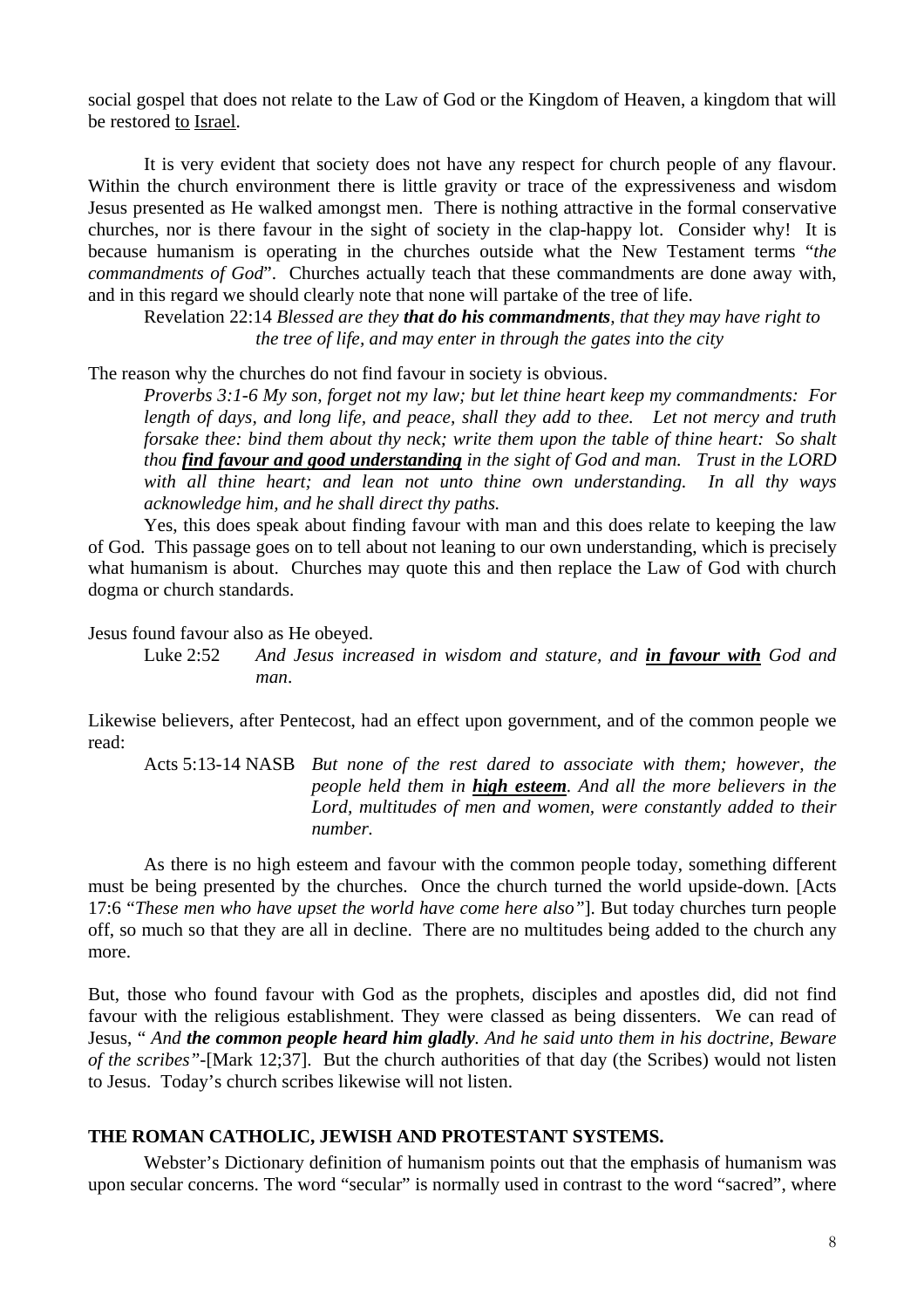social gospel that does not relate to the Law of God or the Kingdom of Heaven, a kingdom that will be restored <u>to</u> <u>Israel</u>.

It is very evident that society does not have any respect for church people of any flavour. Within the church environment there is little gravity or trace of the expressiveness and wisdom Jesus presented as He walked amongst men. There is nothing attractive in the formal conservative churches, nor is there favour in the sight of society in the clap-happy lot. Consider why! It is because humanism is operating in the churches outside what the New Testament terms "*the commandments of God*". Churches actually teach that these commandments are done away with, and in this regard we should clearly note that none will partake of the tree of life.

> Revelation 22:14 *Blessed are they* ***that do his commandments****, that they may have right to the tree of life, and may enter in through the gates into the city*

The reason why the churches do not find favour in society is obvious.

> *Proverbs 3:1-6 My son, forget not my law; but let thine heart keep my commandments: For length of days, and long life, and peace, shall they add to thee. Let not mercy and truth forsake thee: bind them about thy neck; write them upon the table of thine heart: So shalt thou* ***<u>find favour and good understanding</u>*** *in the sight of God and man. Trust in the LORD with all thine heart; and lean not unto thine own understanding. In all thy ways acknowledge him, and he shall direct thy paths.*

Yes, this does speak about finding favour with man and this does relate to keeping the law of God. This passage goes on to tell about not leaning to our own understanding, which is precisely what humanism is about. Churches may quote this and then replace the Law of God with church dogma or church standards.

Jesus found favour also as He obeyed.

> Luke 2:52 *And Jesus increased in wisdom and stature, and* ***<u>in favour with</u>*** *God and man*.

Likewise believers, after Pentecost, had an effect upon government, and of the common people we read:

> Acts 5:13-14 NASB *But none of the rest dared to associate with them; however, the people held them in* ***<u>high esteem</u>****. And all the more believers in the Lord, multitudes of men and women, were constantly added to their number.*

As there is no high esteem and favour with the common people today, something different must be being presented by the churches. Once the church turned the world upside-down. [Acts 17:6 "*These men who have upset the world have come here also"*]. But today churches turn people off, so much so that they are all in decline. There are no multitudes being added to the church any more.

But, those who found favour with God as the prophets, disciples and apostles did, did not find favour with the religious establishment. They were classed as being dissenters. We can read of Jesus, " *And* ***the common people heard him gladly****. And he said unto them in his doctrine, Beware of the scribes"*-[Mark 12;37]. But the church authorities of that day (the Scribes) would not listen to Jesus. Today's church scribes likewise will not listen.

## THE ROMAN CATHOLIC, JEWISH AND PROTESTANT SYSTEMS.

Webster's Dictionary definition of humanism points out that the emphasis of humanism was upon secular concerns. The word "secular" is normally used in contrast to the word "sacred", where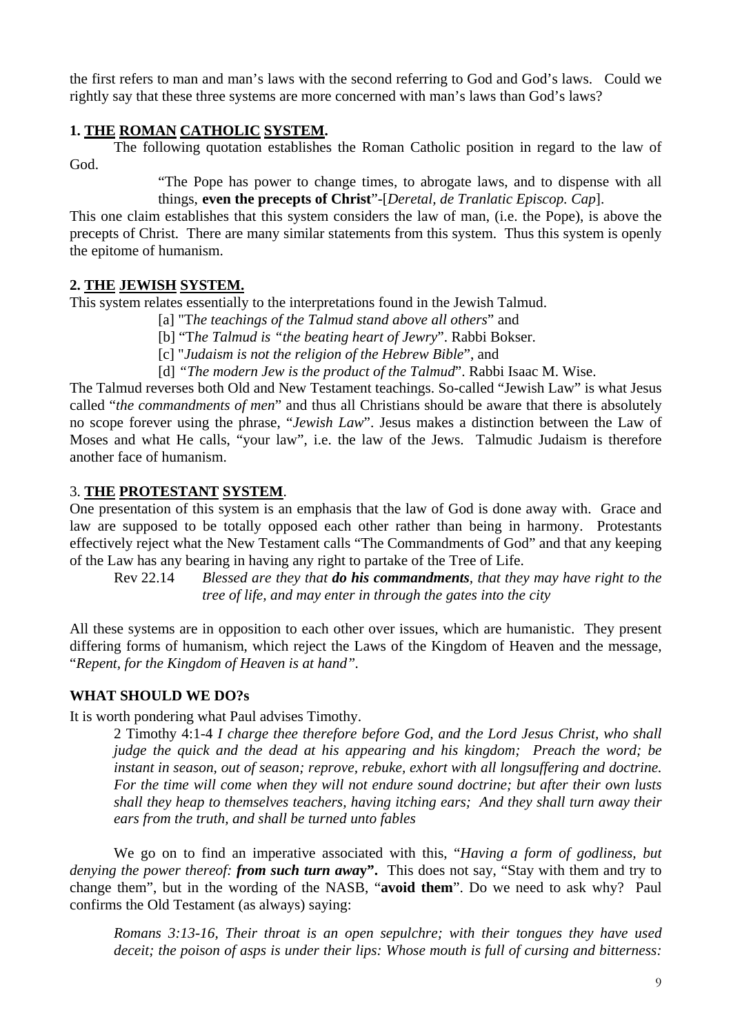the first refers to man and man's laws with the second referring to God and God's laws. Could we rightly say that these three systems are more concerned with man's laws than God's laws?

**1. <u>THE</u> <u>ROMAN</u> <u>CATHOLIC</u> <u>SYSTEM</u>.**

The following quotation establishes the Roman Catholic position in regard to the law of God.

> "The Pope has power to change times, to abrogate laws, and to dispense with all things, **even the precepts of Christ**"-[*Deretal, de Tranlatic Episcop. Cap*].

This one claim establishes that this system considers the law of man, (i.e. the Pope), is above the precepts of Christ. There are many similar statements from this system. Thus this system is openly the epitome of humanism.

**2. <u>THE</u> <u>JEWISH</u> <u>SYSTEM.</u>**

This system relates essentially to the interpretations found in the Jewish Talmud.

> [a] "T*he teachings of the Talmud stand above all others*" and
> [b] "T*he Talmud is "the beating heart of Jewry*". Rabbi Bokser.
> [c] "*Judaism is not the religion of the Hebrew Bible*", and
> [d] *"The modern Jew is the product of the Talmud*". Rabbi Isaac M. Wise.

The Talmud reverses both Old and New Testament teachings. So-called "Jewish Law" is what Jesus called "*the commandments of men*" and thus all Christians should be aware that there is absolutely no scope forever using the phrase, "*Jewish Law*". Jesus makes a distinction between the Law of Moses and what He calls, "your law", i.e. the law of the Jews. Talmudic Judaism is therefore another face of humanism.

3. **<u>THE</u> <u>PROTESTANT</u> <u>SYSTEM</u>**.

One presentation of this system is an emphasis that the law of God is done away with. Grace and law are supposed to be totally opposed each other rather than being in harmony. Protestants effectively reject what the New Testament calls "The Commandments of God" and that any keeping of the Law has any bearing in having any right to partake of the Tree of Life.

> Rev 22.14 *Blessed are they that **do his commandments**, that they may have right to the tree of life, and may enter in through the gates into the city*

All these systems are in opposition to each other over issues, which are humanistic. They present differing forms of humanism, which reject the Laws of the Kingdom of Heaven and the message, "*Repent, for the Kingdom of Heaven is at hand"*.

**WHAT SHOULD WE DO?s**

It is worth pondering what Paul advises Timothy.

> 2 Timothy 4:1-4 *I charge thee therefore before God, and the Lord Jesus Christ, who shall judge the quick and the dead at his appearing and his kingdom; Preach the word; be instant in season, out of season; reprove, rebuke, exhort with all longsuffering and doctrine. For the time will come when they will not endure sound doctrine; but after their own lusts shall they heap to themselves teachers, having itching ears; And they shall turn away their ears from the truth, and shall be turned unto fables*

We go on to find an imperative associated with this, "*Having a form of godliness, but denying the power thereof: **from such turn awa*y".** This does not say, "Stay with them and try to change them", but in the wording of the NASB, "**avoid them**". Do we need to ask why? Paul confirms the Old Testament (as always) saying:

> *Romans 3:13-16, Their throat is an open sepulchre; with their tongues they have used deceit; the poison of asps is under their lips: Whose mouth is full of cursing and bitterness:*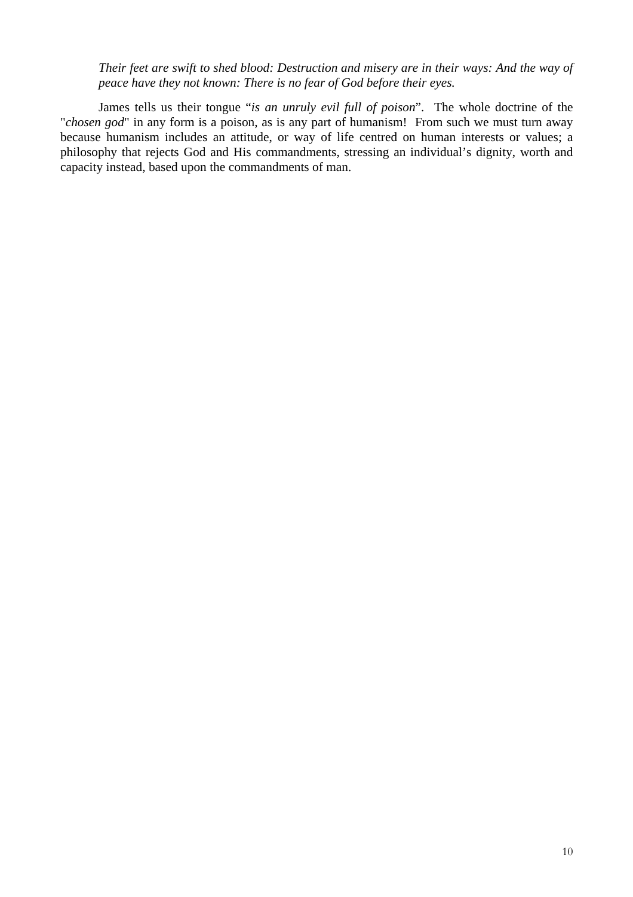> *Their feet are swift to shed blood: Destruction and misery are in their ways: And the way of peace have they not known: There is no fear of God before their eyes.*

James tells us their tongue "*is an unruly evil full of poison*". The whole doctrine of the "*chosen god*" in any form is a poison, as is any part of humanism! From such we must turn away because humanism includes an attitude, or way of life centred on human interests or values; a philosophy that rejects God and His commandments, stressing an individual's dignity, worth and capacity instead, based upon the commandments of man.